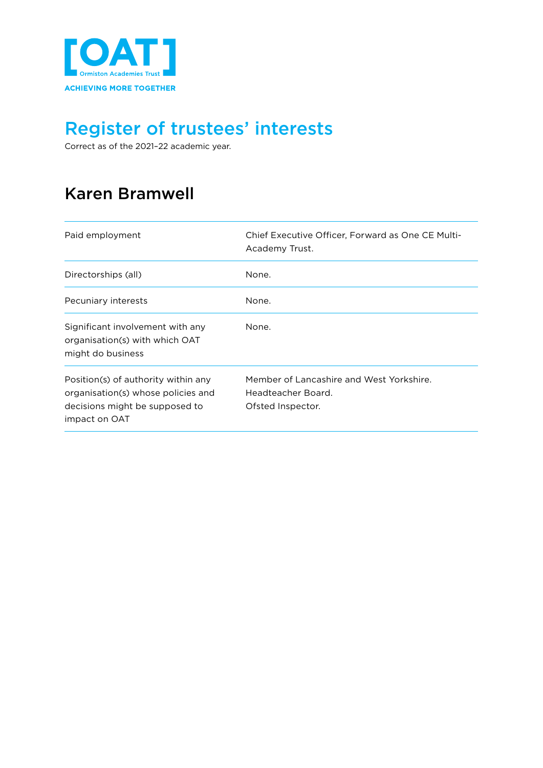[OAT]
Ormiston Academies Trust
ACHIEVING MORE TOGETHER

# Register of trustees' interests

Correct as of the 2021–22 academic year.

## Karen Bramwell

| | |
|---|---|
| Paid employment | Chief Executive Officer, Forward as One CE Multi-Academy Trust. |
| Directorships (all) | None. |
| Pecuniary interests | None. |
| Significant involvement with any organisation(s) with which OAT might do business | None. |
| Position(s) of authority within any organisation(s) whose policies and decisions might be supposed to impact on OAT | Member of Lancashire and West Yorkshire.<br>Headteacher Board.<br>Ofsted Inspector. |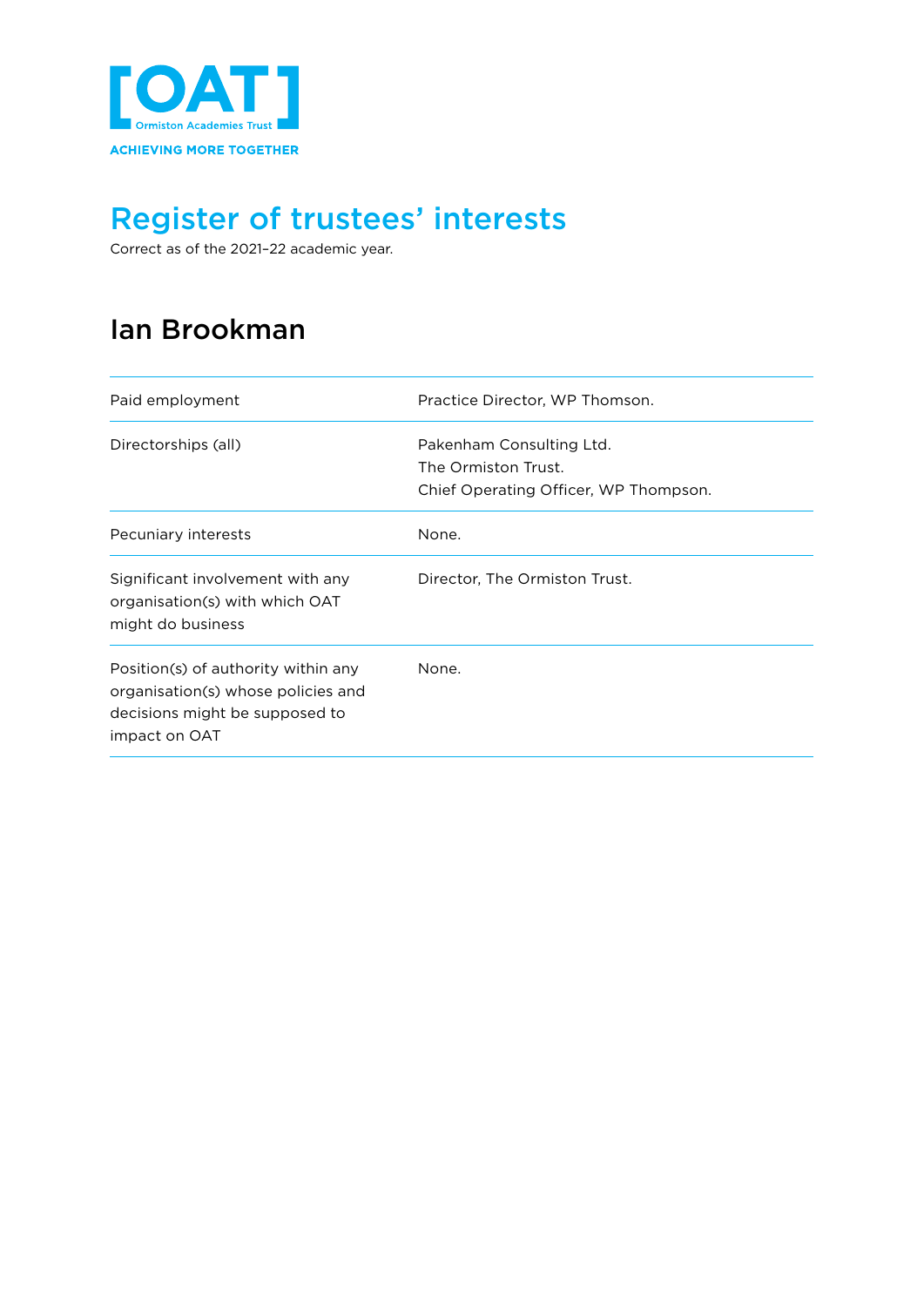[OAT]
Ormiston Academies Trust
ACHIEVING MORE TOGETHER

# Register of trustees' interests

Correct as of the 2021–22 academic year.

## Ian Brookman

| | |
|---|---|
| Paid employment | Practice Director, WP Thomson. |
| Directorships (all) | Pakenham Consulting Ltd.<br>The Ormiston Trust.<br>Chief Operating Officer, WP Thompson. |
| Pecuniary interests | None. |
| Significant involvement with any organisation(s) with which OAT might do business | Director, The Ormiston Trust. |
| Position(s) of authority within any organisation(s) whose policies and decisions might be supposed to impact on OAT | None. |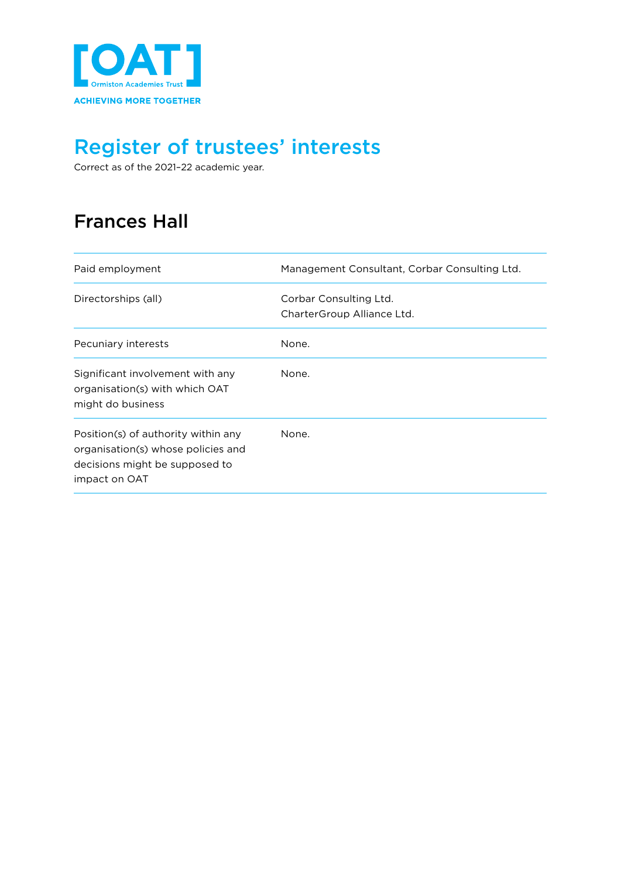[OAT]
Ormiston Academies Trust
ACHIEVING MORE TOGETHER

# Register of trustees' interests

Correct as of the 2021–22 academic year.

## Frances Hall

| | |
|---|---|
| Paid employment | Management Consultant, Corbar Consulting Ltd. |
| Directorships (all) | Corbar Consulting Ltd.<br>CharterGroup Alliance Ltd. |
| Pecuniary interests | None. |
| Significant involvement with any organisation(s) with which OAT might do business | None. |
| Position(s) of authority within any organisation(s) whose policies and decisions might be supposed to impact on OAT | None. |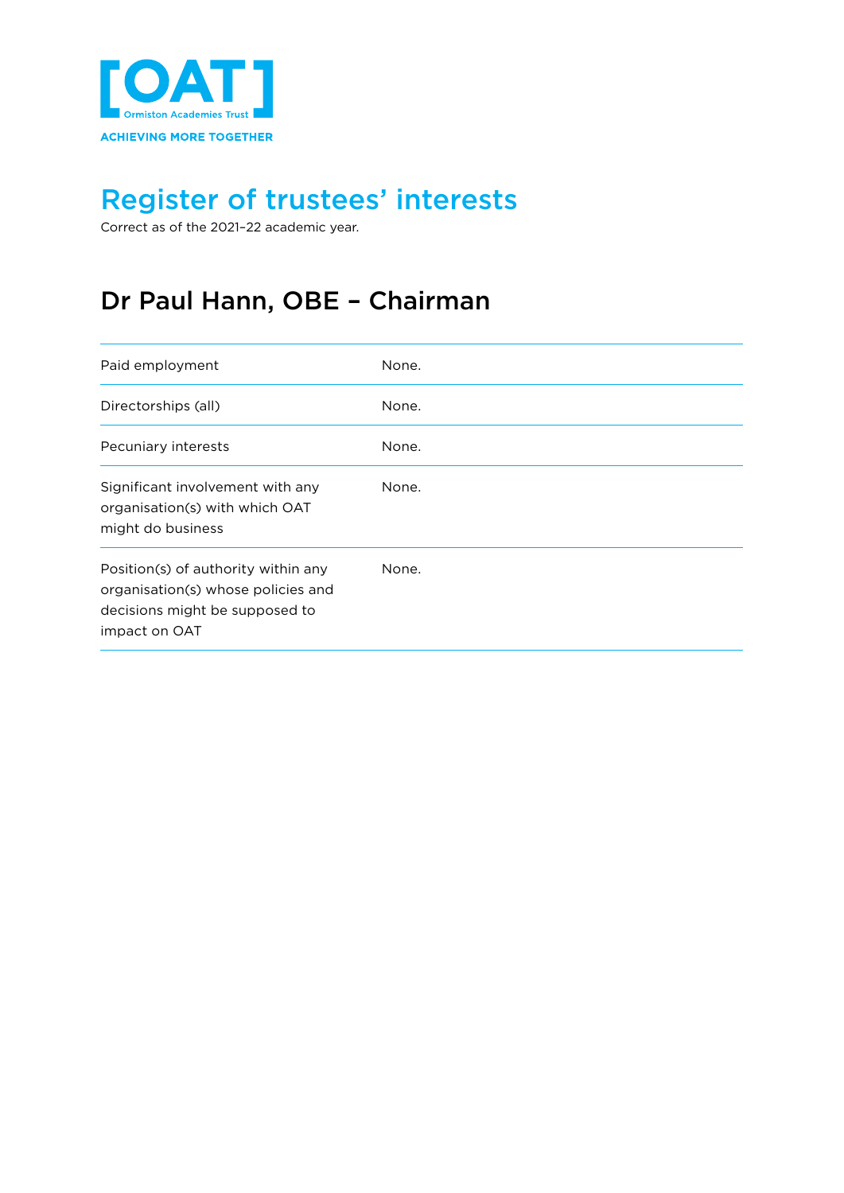[OAT]
Ormiston Academies Trust
ACHIEVING MORE TOGETHER

# Register of trustees' interests

Correct as of the 2021–22 academic year.

## Dr Paul Hann, OBE – Chairman

| | |
|---|---|
| Paid employment | None. |
| Directorships (all) | None. |
| Pecuniary interests | None. |
| Significant involvement with any organisation(s) with which OAT might do business | None. |
| Position(s) of authority within any organisation(s) whose policies and decisions might be supposed to impact on OAT | None. |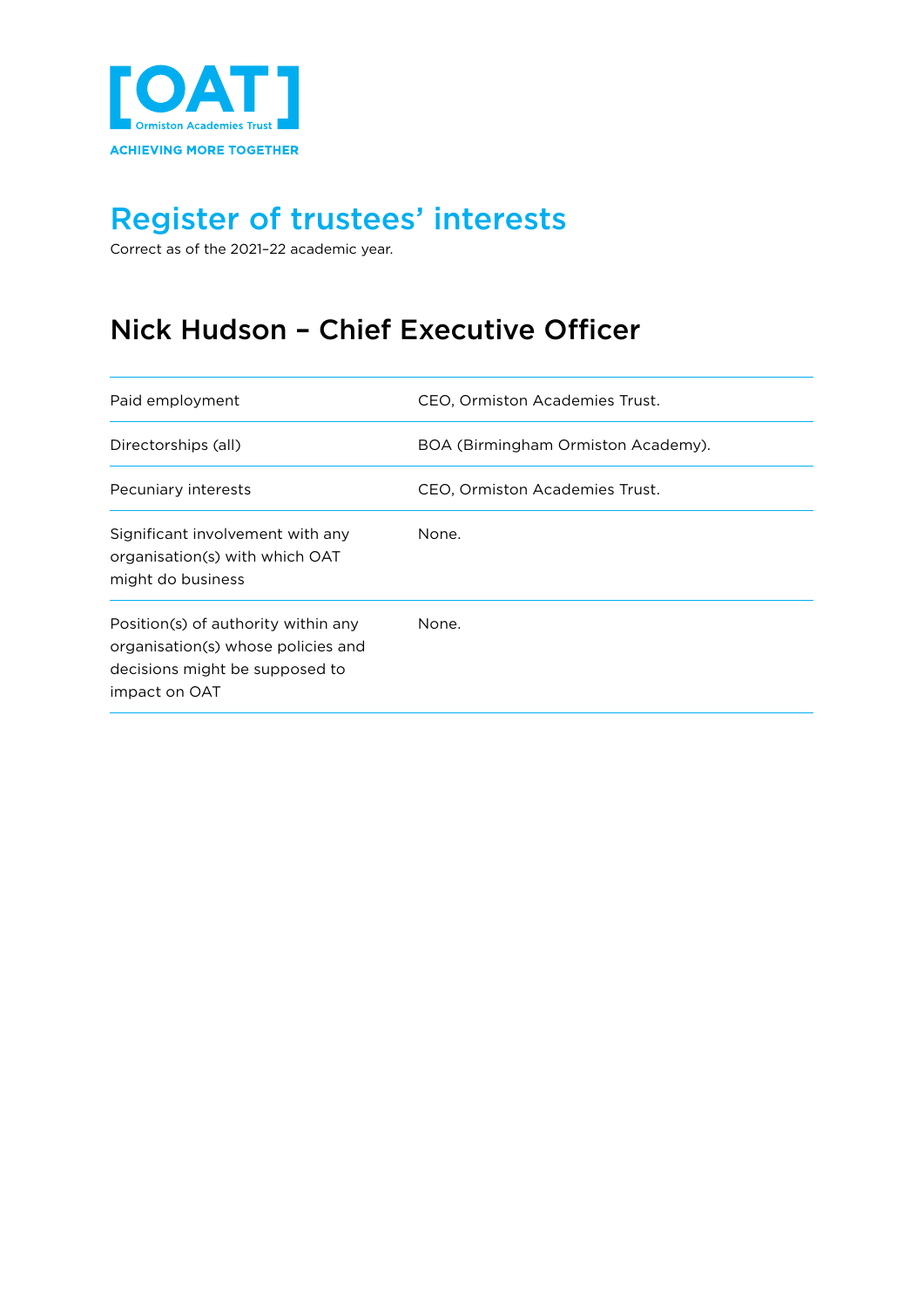[OAT]
Ormiston Academies Trust
ACHIEVING MORE TOGETHER

# Register of trustees' interests

Correct as of the 2021–22 academic year.

## Nick Hudson – Chief Executive Officer

| | |
|---|---|
| Paid employment | CEO, Ormiston Academies Trust. |
| Directorships (all) | BOA (Birmingham Ormiston Academy). |
| Pecuniary interests | CEO, Ormiston Academies Trust. |
| Significant involvement with any organisation(s) with which OAT might do business | None. |
| Position(s) of authority within any organisation(s) whose policies and decisions might be supposed to impact on OAT | None. |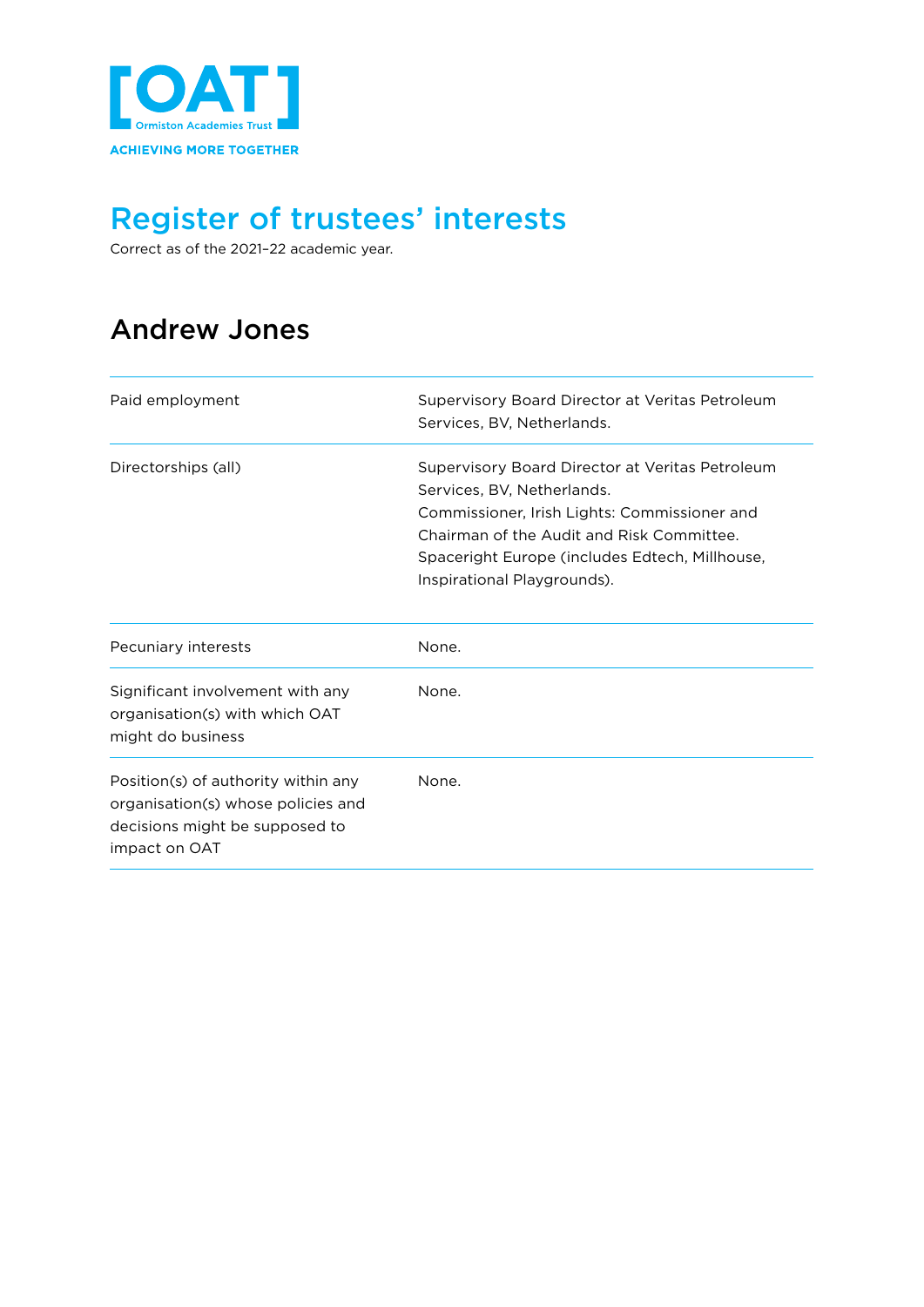[OAT]
Ormiston Academies Trust
ACHIEVING MORE TOGETHER

# Register of trustees' interests

Correct as of the 2021–22 academic year.

## Andrew Jones

| | |
|---|---|
| Paid employment | Supervisory Board Director at Veritas Petroleum Services, BV, Netherlands. |
| Directorships (all) | Supervisory Board Director at Veritas Petroleum Services, BV, Netherlands.<br>Commissioner, Irish Lights: Commissioner and Chairman of the Audit and Risk Committee.<br>Spaceright Europe (includes Edtech, Millhouse, Inspirational Playgrounds). |
| Pecuniary interests | None. |
| Significant involvement with any organisation(s) with which OAT might do business | None. |
| Position(s) of authority within any organisation(s) whose policies and decisions might be supposed to impact on OAT | None. |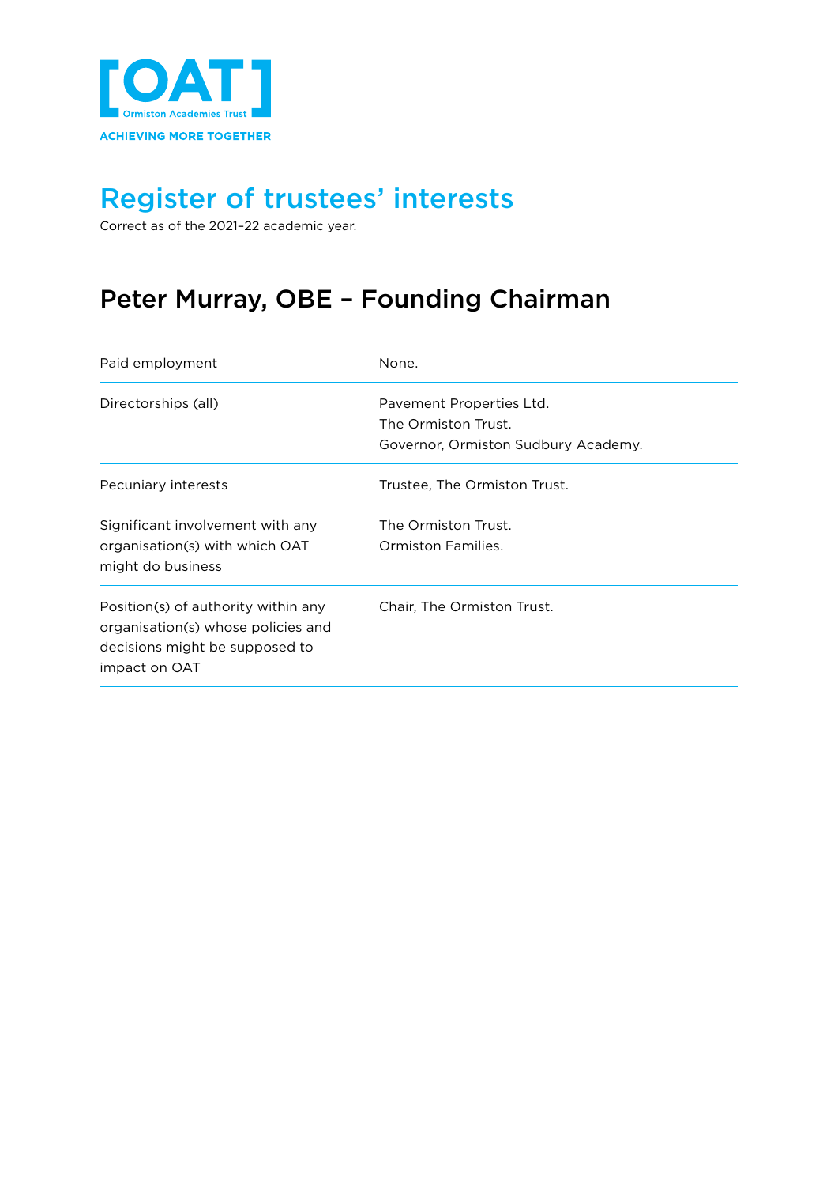[OAT]

Ormiston Academies Trust

ACHIEVING MORE TOGETHER

# Register of trustees' interests

Correct as of the 2021–22 academic year.

## Peter Murray, OBE – Founding Chairman

| | |
|---|---|
| Paid employment | None. |
| Directorships (all) | Pavement Properties Ltd.<br>The Ormiston Trust.<br>Governor, Ormiston Sudbury Academy. |
| Pecuniary interests | Trustee, The Ormiston Trust. |
| Significant involvement with any organisation(s) with which OAT might do business | The Ormiston Trust.<br>Ormiston Families. |
| Position(s) of authority within any organisation(s) whose policies and decisions might be supposed to impact on OAT | Chair, The Ormiston Trust. |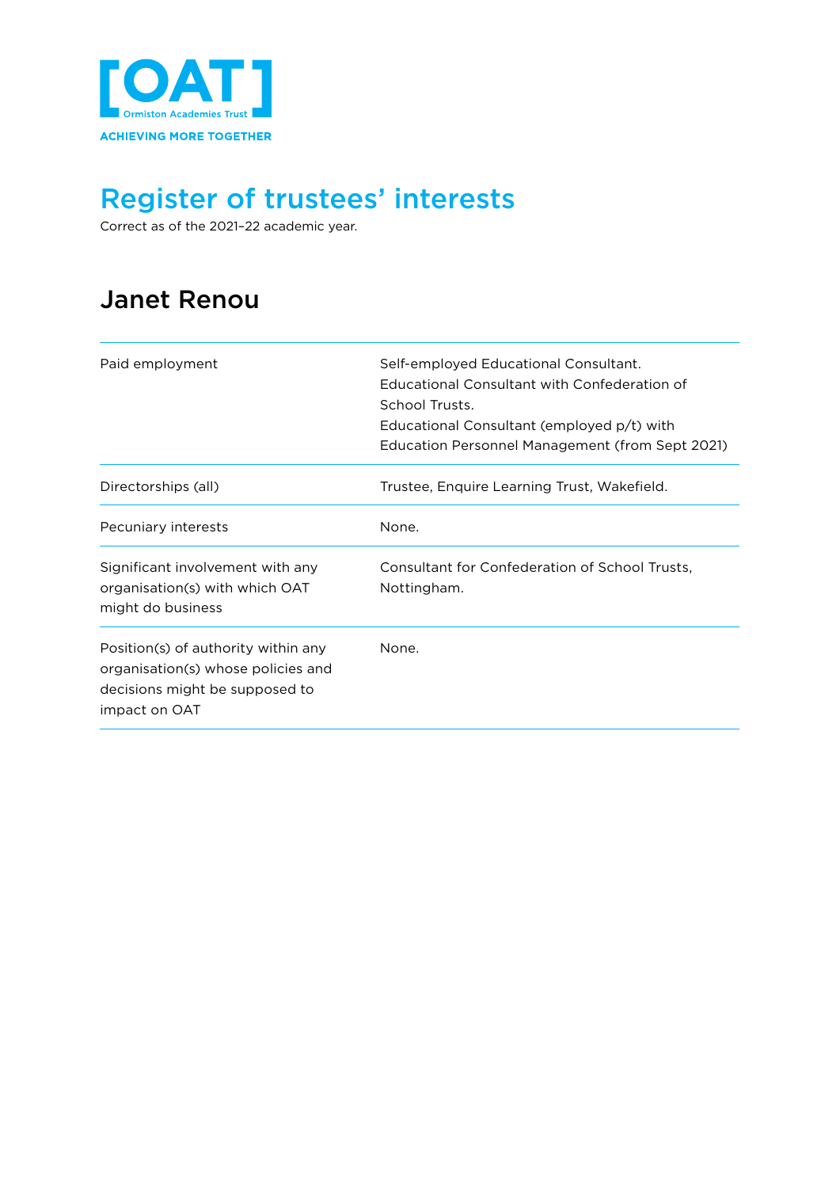[OAT]
Ormiston Academies Trust
ACHIEVING MORE TOGETHER

# Register of trustees' interests

Correct as of the 2021–22 academic year.

## Janet Renou

| | |
|---|---|
| Paid employment | Self-employed Educational Consultant.<br>Educational Consultant with Confederation of School Trusts.<br>Educational Consultant (employed p/t) with Education Personnel Management (from Sept 2021) |
| Directorships (all) | Trustee, Enquire Learning Trust, Wakefield. |
| Pecuniary interests | None. |
| Significant involvement with any organisation(s) with which OAT might do business | Consultant for Confederation of School Trusts, Nottingham. |
| Position(s) of authority within any organisation(s) whose policies and decisions might be supposed to impact on OAT | None. |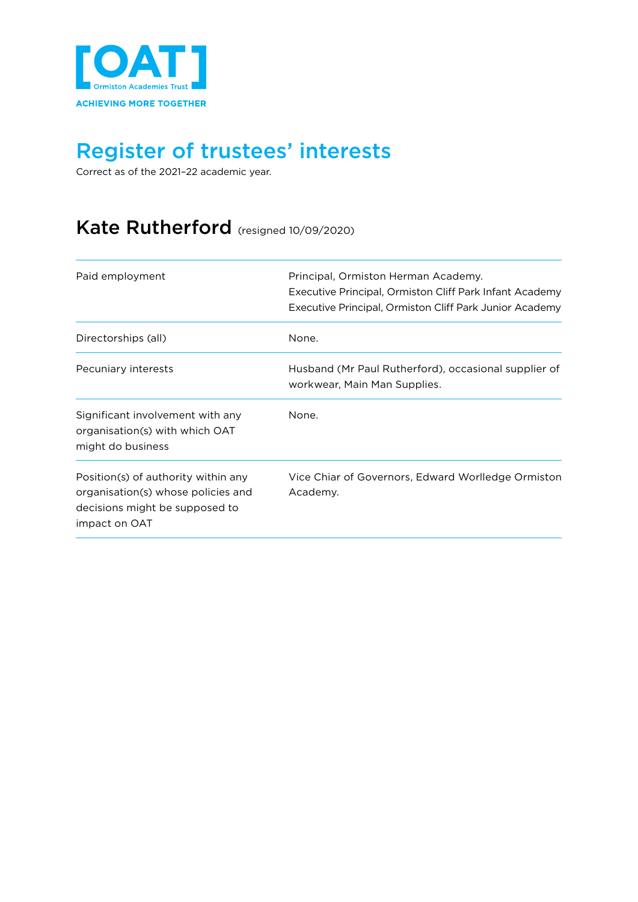[OAT]
Ormiston Academies Trust
ACHIEVING MORE TOGETHER

# Register of trustees' interests

Correct as of the 2021–22 academic year.

## Kate Rutherford (resigned 10/09/2020)

| | |
|---|---|
| Paid employment | Principal, Ormiston Herman Academy.<br>Executive Principal, Ormiston Cliff Park Infant Academy<br>Executive Principal, Ormiston Cliff Park Junior Academy |
| Directorships (all) | None. |
| Pecuniary interests | Husband (Mr Paul Rutherford), occasional supplier of workwear, Main Man Supplies. |
| Significant involvement with any organisation(s) with which OAT might do business | None. |
| Position(s) of authority within any organisation(s) whose policies and decisions might be supposed to impact on OAT | Vice Chiar of Governors, Edward Worlledge Ormiston Academy. |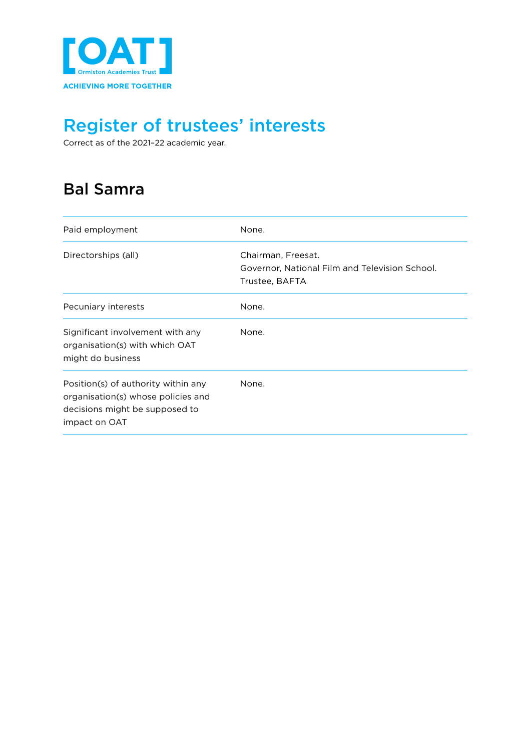[OAT]
Ormiston Academies Trust
ACHIEVING MORE TOGETHER

# Register of trustees' interests

Correct as of the 2021–22 academic year.

## Bal Samra

| | |
|---|---|
| Paid employment | None. |
| Directorships (all) | Chairman, Freesat.<br>Governor, National Film and Television School.<br>Trustee, BAFTA |
| Pecuniary interests | None. |
| Significant involvement with any organisation(s) with which OAT might do business | None. |
| Position(s) of authority within any organisation(s) whose policies and decisions might be supposed to impact on OAT | None. |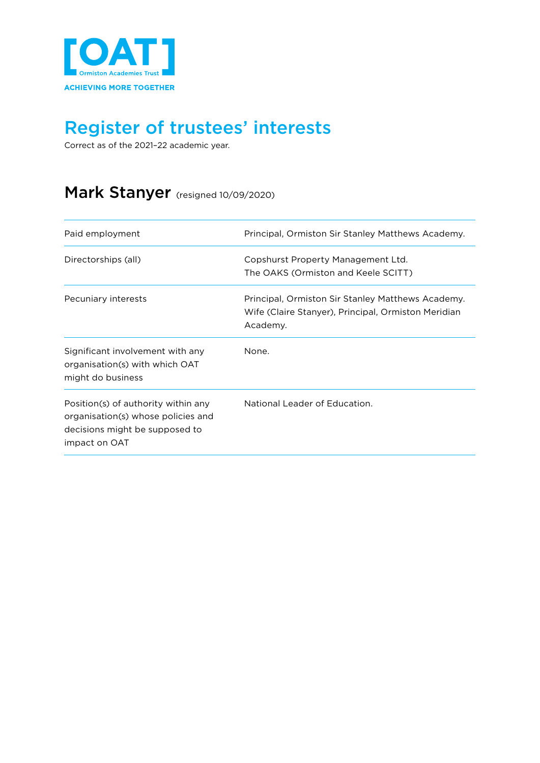[OAT]
Ormiston Academies Trust
ACHIEVING MORE TOGETHER

# Register of trustees' interests

Correct as of the 2021–22 academic year.

## Mark Stanyer (resigned 10/09/2020)

| | |
|---|---|
| Paid employment | Principal, Ormiston Sir Stanley Matthews Academy. |
| Directorships (all) | Copshurst Property Management Ltd.<br>The OAKS (Ormiston and Keele SCITT) |
| Pecuniary interests | Principal, Ormiston Sir Stanley Matthews Academy.<br>Wife (Claire Stanyer), Principal, Ormiston Meridian Academy. |
| Significant involvement with any organisation(s) with which OAT might do business | None. |
| Position(s) of authority within any organisation(s) whose policies and decisions might be supposed to impact on OAT | National Leader of Education. |